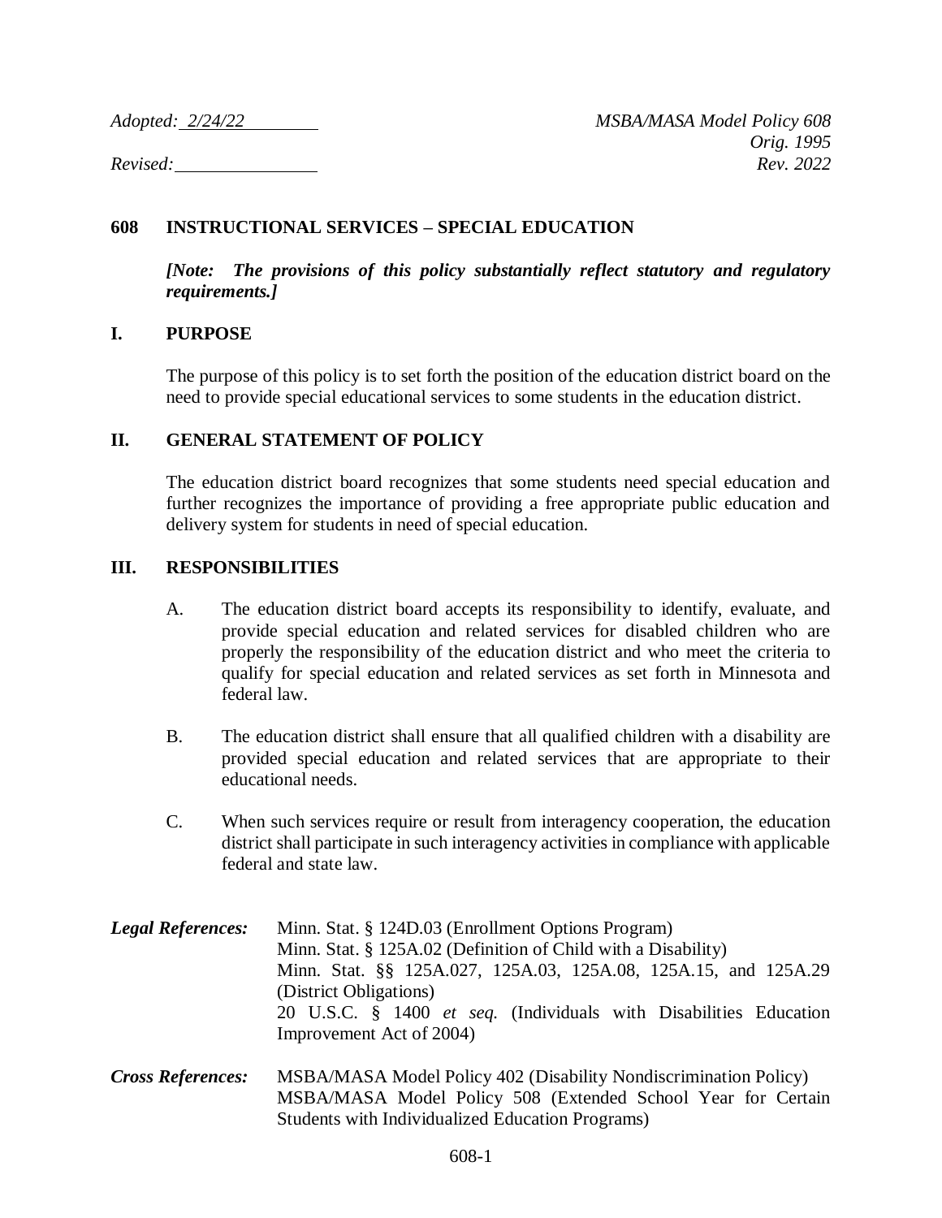*Adopted: 2/24/22* *MSBA/MASA Model Policy 608*
*Orig. 1995*
*Revised:* *Rev. 2022*

# 608 INSTRUCTIONAL SERVICES – SPECIAL EDUCATION

***[Note: The provisions of this policy substantially reflect statutory and regulatory requirements.]***

## I. PURPOSE

The purpose of this policy is to set forth the position of the education district board on the need to provide special educational services to some students in the education district.

## II. GENERAL STATEMENT OF POLICY

The education district board recognizes that some students need special education and further recognizes the importance of providing a free appropriate public education and delivery system for students in need of special education.

## III. RESPONSIBILITIES

A. The education district board accepts its responsibility to identify, evaluate, and provide special education and related services for disabled children who are properly the responsibility of the education district and who meet the criteria to qualify for special education and related services as set forth in Minnesota and federal law.

B. The education district shall ensure that all qualified children with a disability are provided special education and related services that are appropriate to their educational needs.

C. When such services require or result from interagency cooperation, the education district shall participate in such interagency activities in compliance with applicable federal and state law.

***Legal References:***
Minn. Stat. § 124D.03 (Enrollment Options Program)
Minn. Stat. § 125A.02 (Definition of Child with a Disability)
Minn. Stat. §§ 125A.027, 125A.03, 125A.08, 125A.15, and 125A.29 (District Obligations)
20 U.S.C. § 1400 *et seq.* (Individuals with Disabilities Education Improvement Act of 2004)

***Cross References:***
MSBA/MASA Model Policy 402 (Disability Nondiscrimination Policy)
MSBA/MASA Model Policy 508 (Extended School Year for Certain Students with Individualized Education Programs)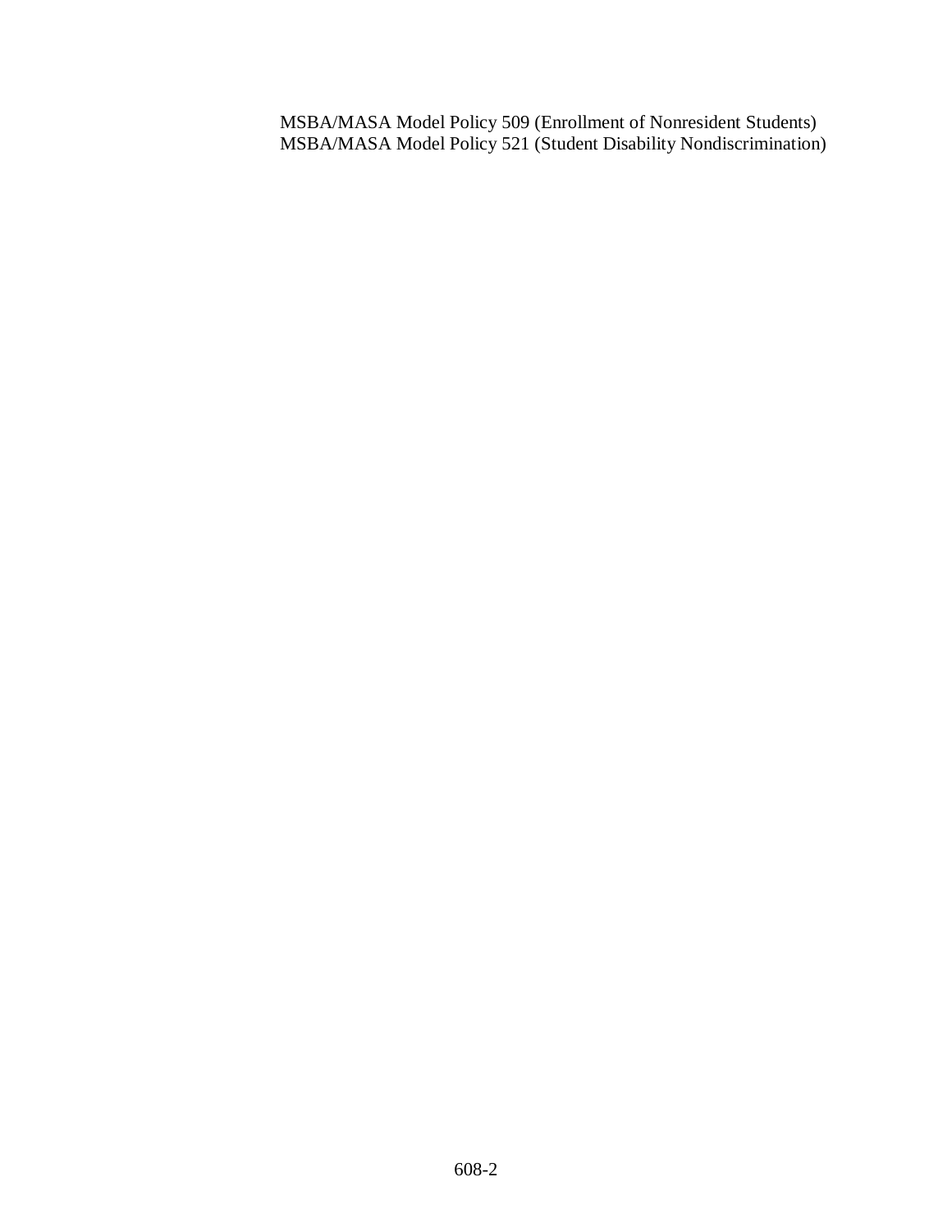MSBA/MASA Model Policy 509 (Enrollment of Nonresident Students)
MSBA/MASA Model Policy 521 (Student Disability Nondiscrimination)